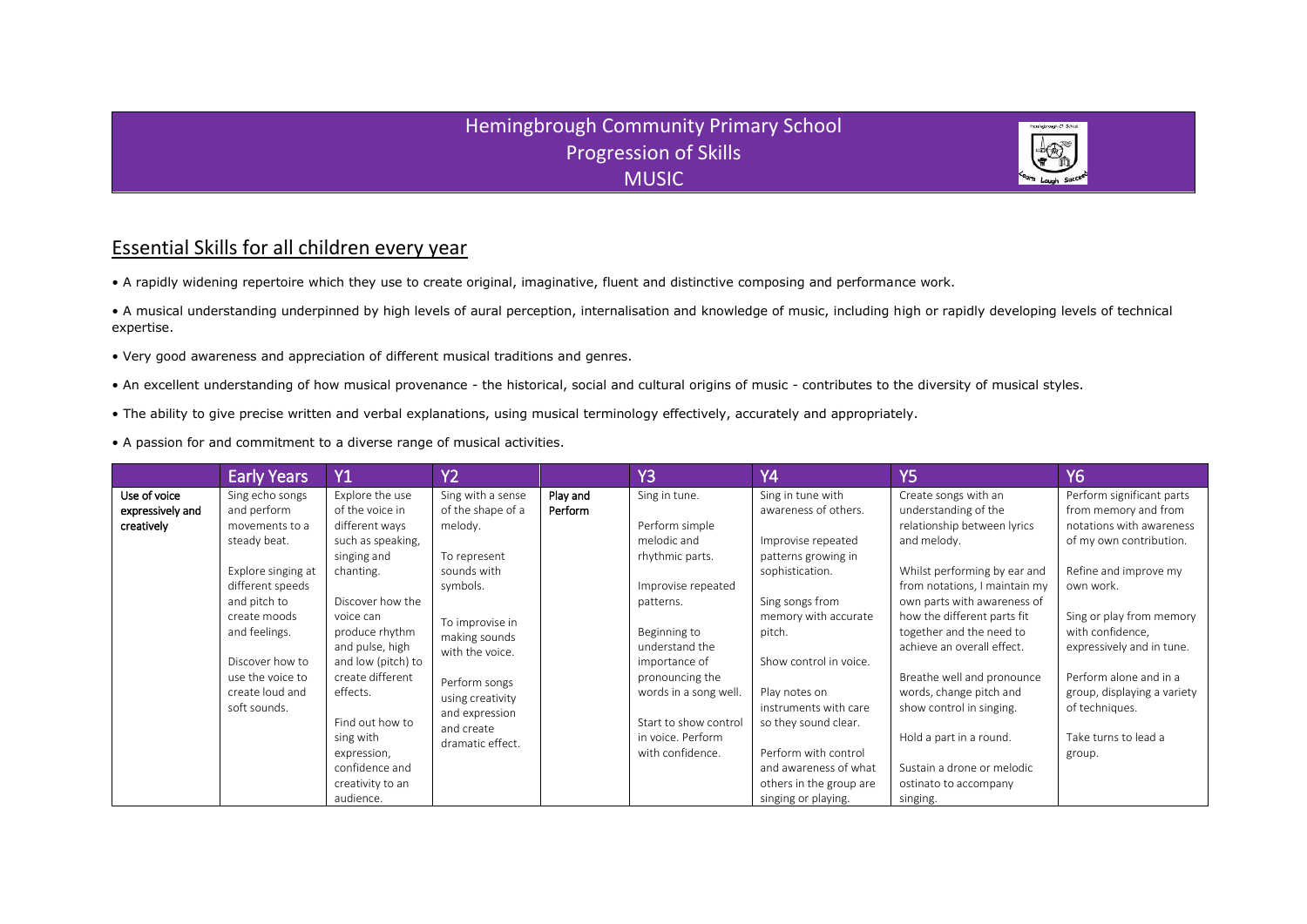# Hemingbrough Community Primary School
## Progression of Skills
## MUSIC

## Essential Skills for all children every year

- A rapidly widening repertoire which they use to create original, imaginative, fluent and distinctive composing and performance work.
- A musical understanding underpinned by high levels of aural perception, internalisation and knowledge of music, including high or rapidly developing levels of technical expertise.
- Very good awareness and appreciation of different musical traditions and genres.
- An excellent understanding of how musical provenance - the historical, social and cultural origins of music - contributes to the diversity of musical styles.
- The ability to give precise written and verbal explanations, using musical terminology effectively, accurately and appropriately.
- A passion for and commitment to a diverse range of musical activities.

| | Early Years | Y1 | Y2 | | Y3 | Y4 | Y5 | Y6 |
|---|---|---|---|---|---|---|---|---|
| **Use of voice expressively and creatively** | Sing echo songs and perform movements to a steady beat.<br><br>Explore singing at different speeds and pitch to create moods and feelings.<br><br>Discover how to use the voice to create loud and soft sounds. | Explore the use of the voice in different ways such as speaking, singing and chanting.<br><br>Discover how the voice can produce rhythm and pulse, high and low (pitch) to create different effects.<br><br>Find out how to sing with expression, confidence and creativity to an audience. | Sing with a sense of the shape of a melody.<br><br>To represent sounds with symbols.<br><br>To improvise in making sounds with the voice.<br><br>Perform songs using creativity and expression and create dramatic effect. | **Play and Perform** | Sing in tune.<br><br>Perform simple melodic and rhythmic parts.<br><br>Improvise repeated patterns.<br><br>Beginning to understand the importance of pronouncing the words in a song well.<br><br>Start to show control in voice. Perform with confidence. | Sing in tune with awareness of others.<br><br>Improvise repeated patterns growing in sophistication.<br><br>Sing songs from memory with accurate pitch.<br><br>Show control in voice.<br><br>Play notes on instruments with care so they sound clear.<br><br>Perform with control and awareness of what others in the group are singing or playing. | Create songs with an understanding of the relationship between lyrics and melody.<br><br>Whilst performing by ear and from notations, I maintain my own parts with awareness of how the different parts fit together and the need to achieve an overall effect.<br><br>Breathe well and pronounce words, change pitch and show control in singing.<br><br>Hold a part in a round.<br><br>Sustain a drone or melodic ostinato to accompany singing. | Perform significant parts from memory and from notations with awareness of my own contribution.<br><br>Refine and improve my own work.<br><br>Sing or play from memory with confidence, expressively and in tune.<br><br>Perform alone and in a group, displaying a variety of techniques.<br><br>Take turns to lead a group. |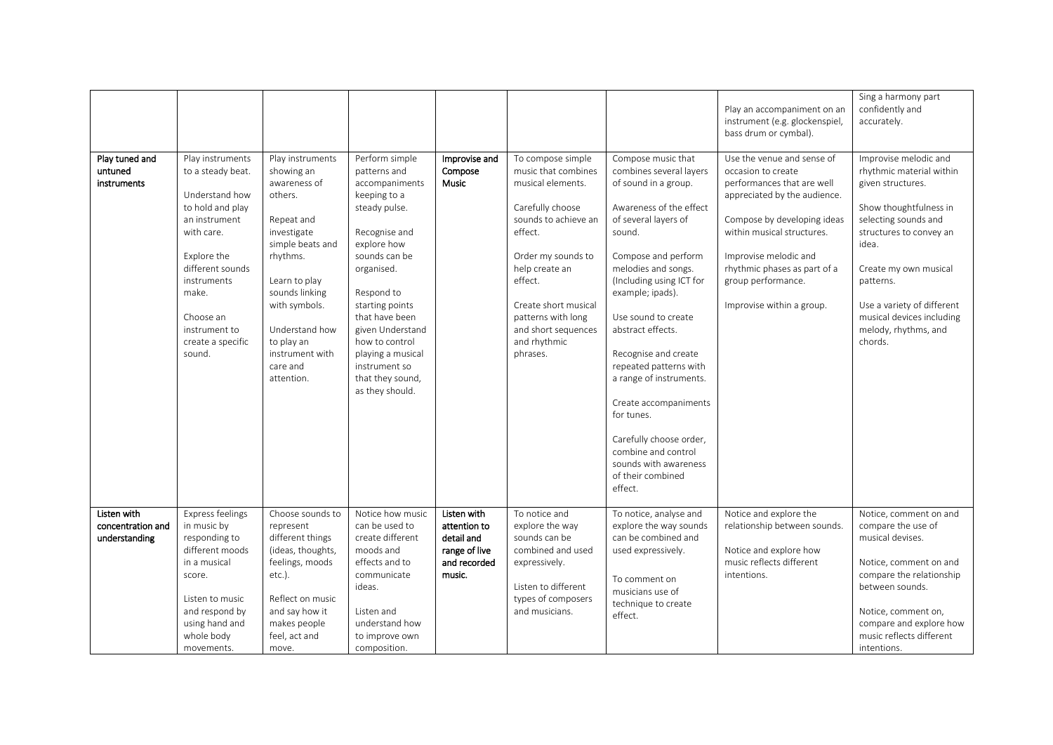| | | | | | | | | |
|---|---|---|---|---|---|---|---|---|
| | | | | | | | Play an accompaniment on an instrument (e.g. glockenspiel, bass drum or cymbal). | Sing a harmony part confidently and accurately. |
| **Play tuned and untuned instruments** | Play instruments to a steady beat.<br><br>Understand how to hold and play an instrument with care.<br><br>Explore the different sounds instruments make.<br><br>Choose an instrument to create a specific sound. | Play instruments showing an awareness of others.<br><br>Repeat and investigate simple beats and rhythms.<br><br>Learn to play sounds linking with symbols.<br><br>Understand how to play an instrument with care and attention. | Perform simple patterns and accompaniments keeping to a steady pulse.<br><br>Recognise and explore how sounds can be organised.<br><br>Respond to starting points that have been given Understand how to control playing a musical instrument so that they sound, as they should. | **Improvise and Compose Music** | To compose simple music that combines musical elements.<br><br>Carefully choose sounds to achieve an effect.<br><br>Order my sounds to help create an effect.<br><br>Create short musical patterns with long and short sequences and rhythmic phrases. | Compose music that combines several layers of sound in a group.<br><br>Awareness of the effect of several layers of sound.<br><br>Compose and perform melodies and songs. (Including using ICT for example; ipads).<br><br>Use sound to create abstract effects.<br><br>Recognise and create repeated patterns with a range of instruments.<br><br>Create accompaniments for tunes.<br><br>Carefully choose order, combine and control sounds with awareness of their combined effect. | Use the venue and sense of occasion to create performances that are well appreciated by the audience.<br><br>Compose by developing ideas within musical structures.<br><br>Improvise melodic and rhythmic phases as part of a group performance.<br><br>Improvise within a group. | Improvise melodic and rhythmic material within given structures.<br><br>Show thoughtfulness in selecting sounds and structures to convey an idea.<br><br>Create my own musical patterns.<br><br>Use a variety of different musical devices including melody, rhythms, and chords. |
| **Listen with concentration and understanding** | Express feelings in music by responding to different moods in a musical score.<br><br>Listen to music and respond by using hand and whole body movements. | Choose sounds to represent different things (ideas, thoughts, feelings, moods etc.).<br><br>Reflect on music and say how it makes people feel, act and move. | Notice how music can be used to create different moods and effects and to communicate ideas.<br><br>Listen and understand how to improve own composition. | **Listen with attention to detail and range of live and recorded music.** | To notice and explore the way sounds can be combined and used expressively.<br><br>Listen to different types of composers and musicians. | To notice, analyse and explore the way sounds can be combined and used expressively.<br><br>To comment on musicians use of technique to create effect. | Notice and explore the relationship between sounds.<br><br>Notice and explore how music reflects different intentions. | Notice, comment on and compare the use of musical devises.<br><br>Notice, comment on and compare the relationship between sounds.<br><br>Notice, comment on, compare and explore how music reflects different intentions. |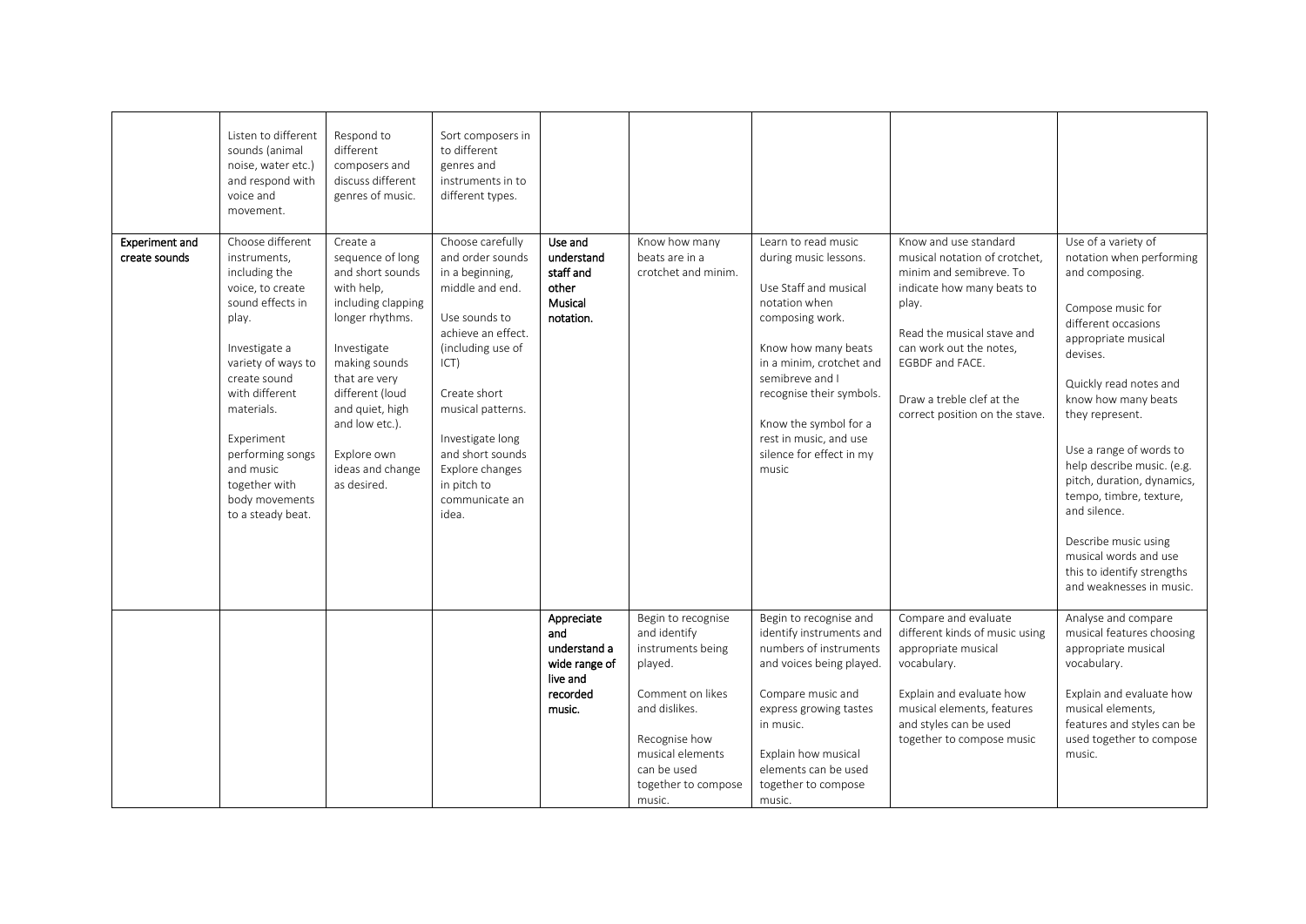|  |  |  |  |  |  |  |  |  |
|---|---|---|---|---|---|---|---|---|
|  | Listen to different sounds (animal noise, water etc.) and respond with voice and movement. | Respond to different composers and discuss different genres of music. | Sort composers in to different genres and instruments in to different types. |  |  |  |  |  |
| **Experiment and create sounds** | Choose different instruments, including the voice, to create sound effects in play.<br><br>Investigate a variety of ways to create sound with different materials.<br><br>Experiment performing songs and music together with body movements to a steady beat. | Create a sequence of long and short sounds with help, including clapping longer rhythms.<br><br>Investigate making sounds that are very different (loud and quiet, high and low etc.).<br><br>Explore own ideas and change as desired. | Choose carefully and order sounds in a beginning, middle and end.<br><br>Use sounds to achieve an effect. (including use of ICT)<br><br>Create short musical patterns.<br><br>Investigate long and short sounds Explore changes in pitch to communicate an idea. | **Use and understand staff and other Musical notation.** | Know how many beats are in a crotchet and minim. | Learn to read music during music lessons.<br><br>Use Staff and musical notation when composing work.<br><br>Know how many beats in a minim, crotchet and semibreve and I recognise their symbols.<br><br>Know the symbol for a rest in music, and use silence for effect in my music | Know and use standard musical notation of crotchet, minim and semibreve. To indicate how many beats to play.<br><br>Read the musical stave and can work out the notes, EGBDF and FACE.<br><br>Draw a treble clef at the correct position on the stave. | Use of a variety of notation when performing and composing.<br><br>Compose music for different occasions appropriate musical devises.<br><br>Quickly read notes and know how many beats they represent.<br><br>Use a range of words to help describe music. (e.g. pitch, duration, dynamics, tempo, timbre, texture, and silence.<br><br>Describe music using musical words and use this to identify strengths and weaknesses in music. |
|  |  |  |  | **Appreciate and understand a wide range of live and recorded music.** | Begin to recognise and identify instruments being played.<br><br>Comment on likes and dislikes.<br><br>Recognise how musical elements can be used together to compose music. | Begin to recognise and identify instruments and numbers of instruments and voices being played.<br><br>Compare music and express growing tastes in music.<br><br>Explain how musical elements can be used together to compose music. | Compare and evaluate different kinds of music using appropriate musical vocabulary.<br><br>Explain and evaluate how musical elements, features and styles can be used together to compose music | Analyse and compare musical features choosing appropriate musical vocabulary.<br><br>Explain and evaluate how musical elements, features and styles can be used together to compose music. |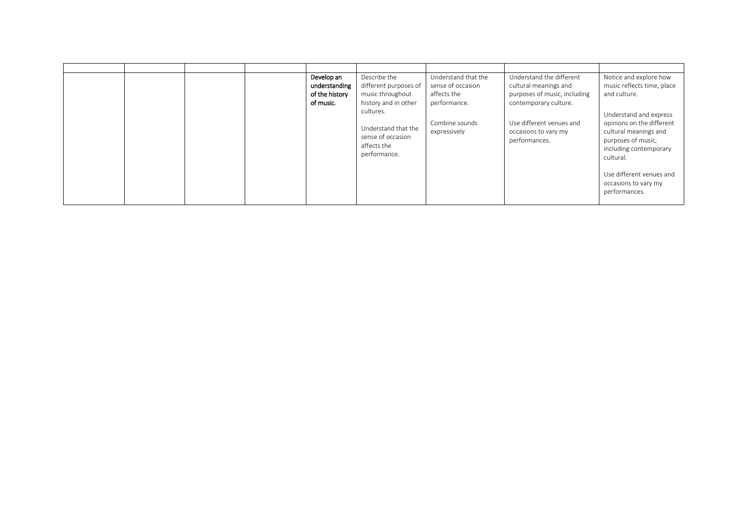| | | | | | | | | |
|---|---|---|---|---|---|---|---|---|
| | | | | **Develop an understanding of the history of music.** | Describe the different purposes of music throughout history and in other cultures.<br><br>Understand that the sense of occasion affects the performance. | Understand that the sense of occasion affects the performance.<br><br>Combine sounds expressively | Understand the different cultural meanings and purposes of music, including contemporary culture.<br><br>Use different venues and occasions to vary my performances. | Notice and explore how music reflects time, place and culture.<br><br>Understand and express opinions on the different cultural meanings and purposes of music, including contemporary cultural.<br><br>Use different venues and occasions to vary my performances. |